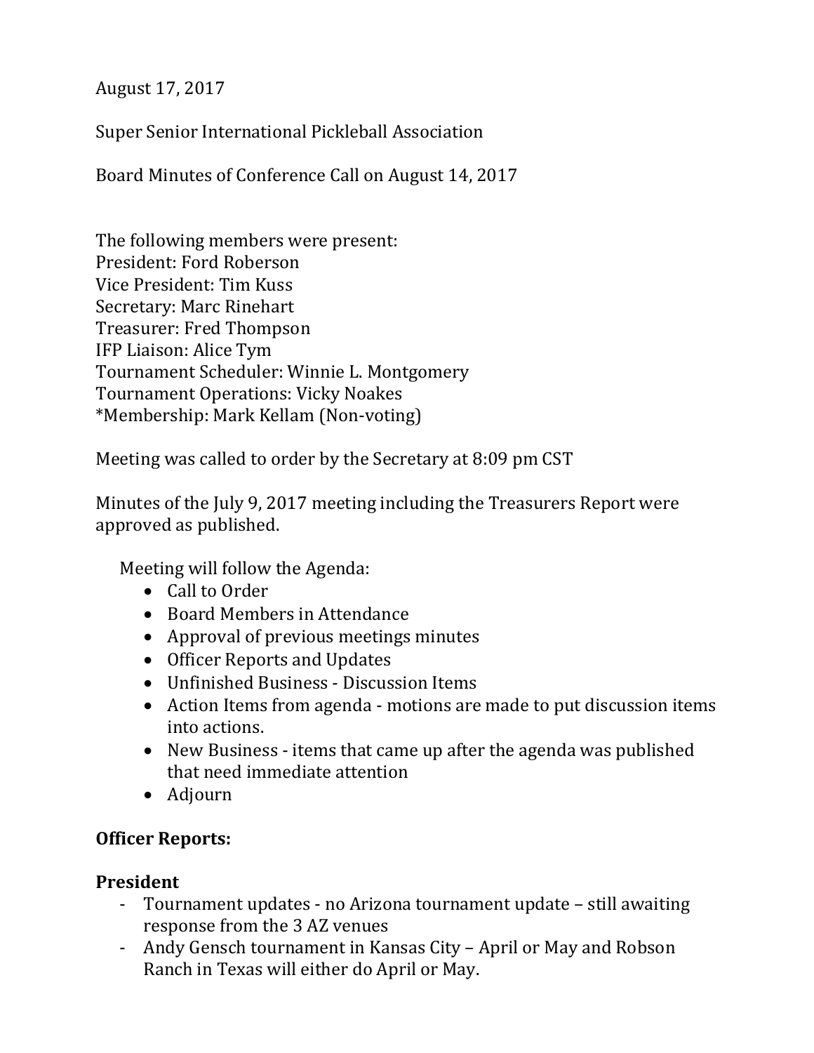August 17, 2017

Super Senior International Pickleball Association

Board Minutes of Conference Call on August 14, 2017

The following members were present:
President: Ford Roberson
Vice President: Tim Kuss
Secretary: Marc Rinehart
Treasurer: Fred Thompson
IFP Liaison: Alice Tym
Tournament Scheduler: Winnie L. Montgomery
Tournament Operations: Vicky Noakes
*Membership: Mark Kellam (Non-voting)

Meeting was called to order by the Secretary at 8:09 pm CST

Minutes of the July 9, 2017 meeting including the Treasurers Report were approved as published.

Meeting will follow the Agenda:

- Call to Order
- Board Members in Attendance
- Approval of previous meetings minutes
- Officer Reports and Updates
- Unfinished Business - Discussion Items
- Action Items from agenda - motions are made to put discussion items into actions.
- New Business - items that came up after the agenda was published that need immediate attention
- Adjourn

**Officer Reports:**

**President**

- Tournament updates - no Arizona tournament update – still awaiting response from the 3 AZ venues
- Andy Gensch tournament in Kansas City – April or May and Robson Ranch in Texas will either do April or May.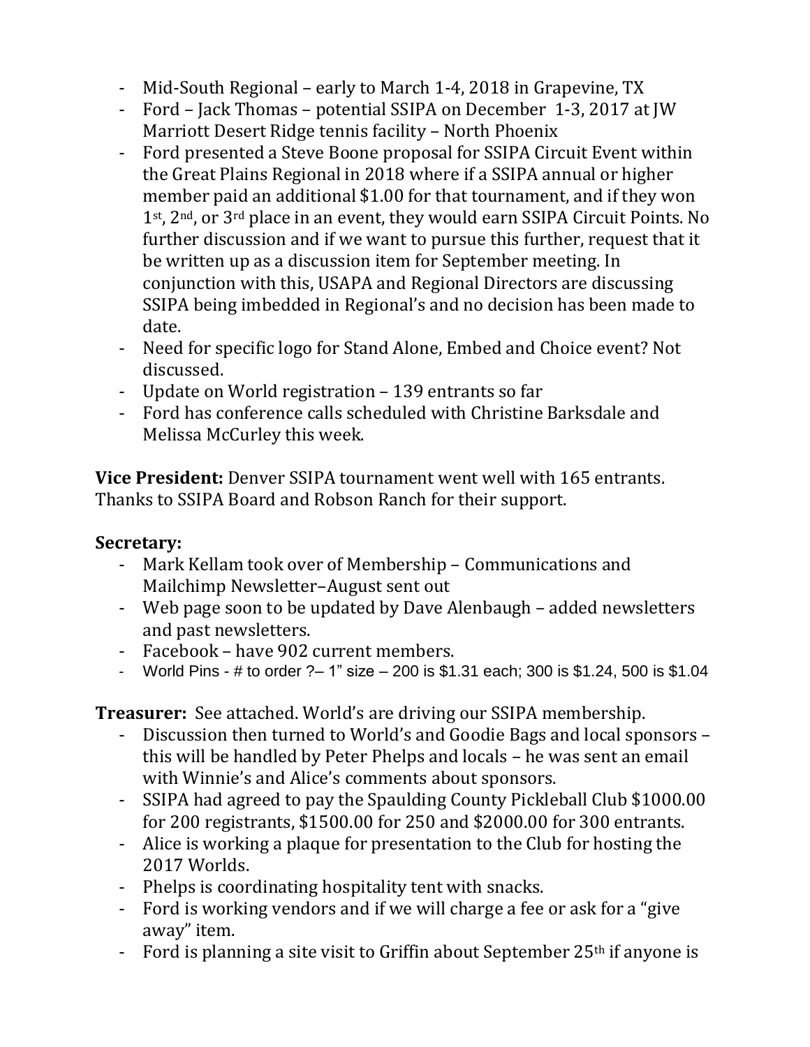- Mid-South Regional – early to March 1-4, 2018 in Grapevine, TX
- Ford – Jack Thomas – potential SSIPA on December 1-3, 2017 at JW Marriott Desert Ridge tennis facility – North Phoenix
- Ford presented a Steve Boone proposal for SSIPA Circuit Event within the Great Plains Regional in 2018 where if a SSIPA annual or higher member paid an additional $1.00 for that tournament, and if they won 1st, 2nd, or 3rd place in an event, they would earn SSIPA Circuit Points. No further discussion and if we want to pursue this further, request that it be written up as a discussion item for September meeting. In conjunction with this, USAPA and Regional Directors are discussing SSIPA being imbedded in Regional's and no decision has been made to date.
- Need for specific logo for Stand Alone, Embed and Choice event? Not discussed.
- Update on World registration – 139 entrants so far
- Ford has conference calls scheduled with Christine Barksdale and Melissa McCurley this week.

**Vice President:** Denver SSIPA tournament went well with 165 entrants. Thanks to SSIPA Board and Robson Ranch for their support.

**Secretary:**

- Mark Kellam took over of Membership – Communications and Mailchimp Newsletter–August sent out
- Web page soon to be updated by Dave Alenbaugh – added newsletters and past newsletters.
- Facebook – have 902 current members.
- World Pins - # to order ?– 1" size – 200 is $1.31 each; 300 is $1.24, 500 is $1.04

**Treasurer:** See attached. World's are driving our SSIPA membership.

- Discussion then turned to World's and Goodie Bags and local sponsors – this will be handled by Peter Phelps and locals – he was sent an email with Winnie's and Alice's comments about sponsors.
- SSIPA had agreed to pay the Spaulding County Pickleball Club $1000.00 for 200 registrants, $1500.00 for 250 and $2000.00 for 300 entrants.
- Alice is working a plaque for presentation to the Club for hosting the 2017 Worlds.
- Phelps is coordinating hospitality tent with snacks.
- Ford is working vendors and if we will charge a fee or ask for a "give away" item.
- Ford is planning a site visit to Griffin about September 25th if anyone is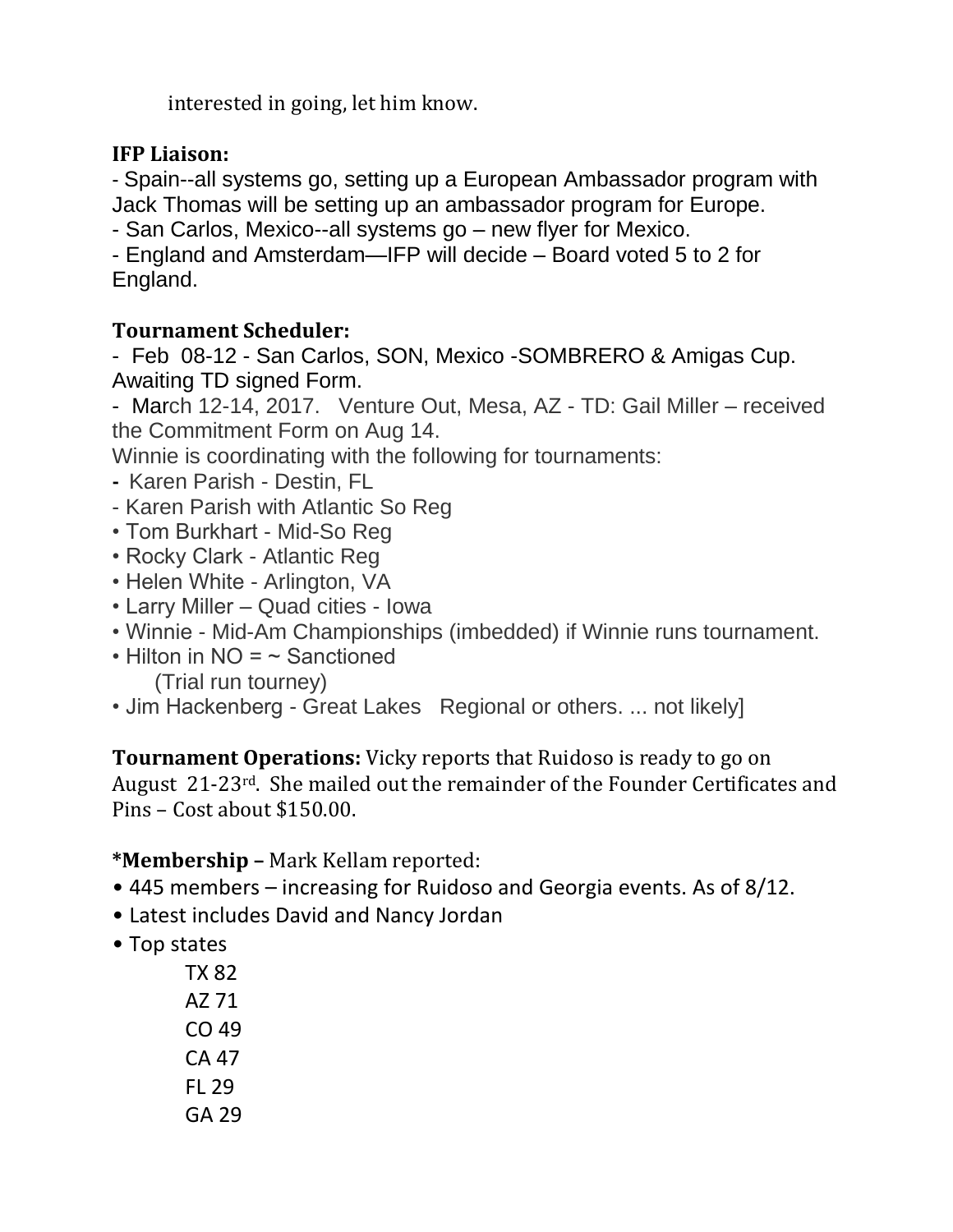interested in going, let him know.

**IFP Liaison:**

- Spain--all systems go, setting up a European Ambassador program with Jack Thomas will be setting up an ambassador program for Europe.
- San Carlos, Mexico--all systems go – new flyer for Mexico.
- England and Amsterdam—IFP will decide – Board voted 5 to 2 for England.

**Tournament Scheduler:**

- Feb 08-12 - San Carlos, SON, Mexico -SOMBRERO & Amigas Cup. Awaiting TD signed Form.
- March 12-14, 2017. Venture Out, Mesa, AZ - TD: Gail Miller – received the Commitment Form on Aug 14.

Winnie is coordinating with the following for tournaments:

- Karen Parish - Destin, FL
- Karen Parish with Atlantic So Reg
- Tom Burkhart - Mid-So Reg
- Rocky Clark - Atlantic Reg
- Helen White - Arlington, VA
- Larry Miller – Quad cities - Iowa
- Winnie - Mid-Am Championships (imbedded) if Winnie runs tournament.
- Hilton in NO = ~ Sanctioned
  (Trial run tourney)
- Jim Hackenberg - Great Lakes Regional or others. ... not likely]

**Tournament Operations:** Vicky reports that Ruidoso is ready to go on August 21-23rd. She mailed out the remainder of the Founder Certificates and Pins – Cost about $150.00.

***Membership –** Mark Kellam reported:

- 445 members – increasing for Ruidoso and Georgia events. As of 8/12.
- Latest includes David and Nancy Jordan
- Top states
  - TX 82
  - AZ 71
  - CO 49
  - CA 47
  - FL 29
  - GA 29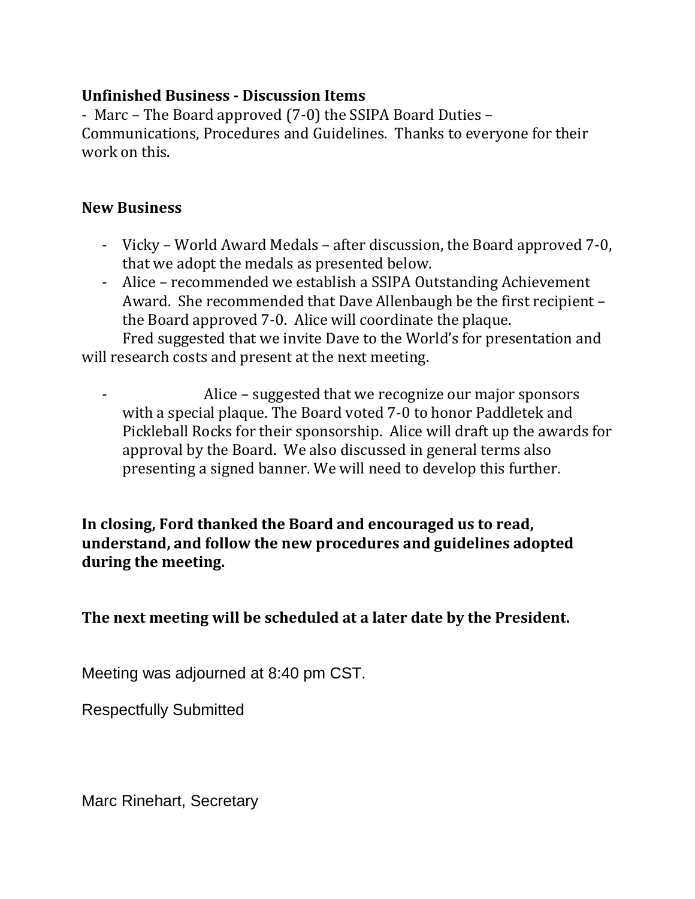**Unfinished Business - Discussion Items**

- Marc – The Board approved (7-0) the SSIPA Board Duties – Communications, Procedures and Guidelines. Thanks to everyone for their work on this.

**New Business**

- Vicky – World Award Medals – after discussion, the Board approved 7-0, that we adopt the medals as presented below.
- Alice – recommended we establish a SSIPA Outstanding Achievement Award. She recommended that Dave Allenbaugh be the first recipient – the Board approved 7-0. Alice will coordinate the plaque.

  Fred suggested that we invite Dave to the World's for presentation and will research costs and present at the next meeting.

- Alice – suggested that we recognize our major sponsors with a special plaque. The Board voted 7-0 to honor Paddletek and Pickleball Rocks for their sponsorship. Alice will draft up the awards for approval by the Board. We also discussed in general terms also presenting a signed banner. We will need to develop this further.

**In closing, Ford thanked the Board and encouraged us to read, understand, and follow the new procedures and guidelines adopted during the meeting.**

**The next meeting will be scheduled at a later date by the President.**

Meeting was adjourned at 8:40 pm CST.

Respectfully Submitted

Marc Rinehart, Secretary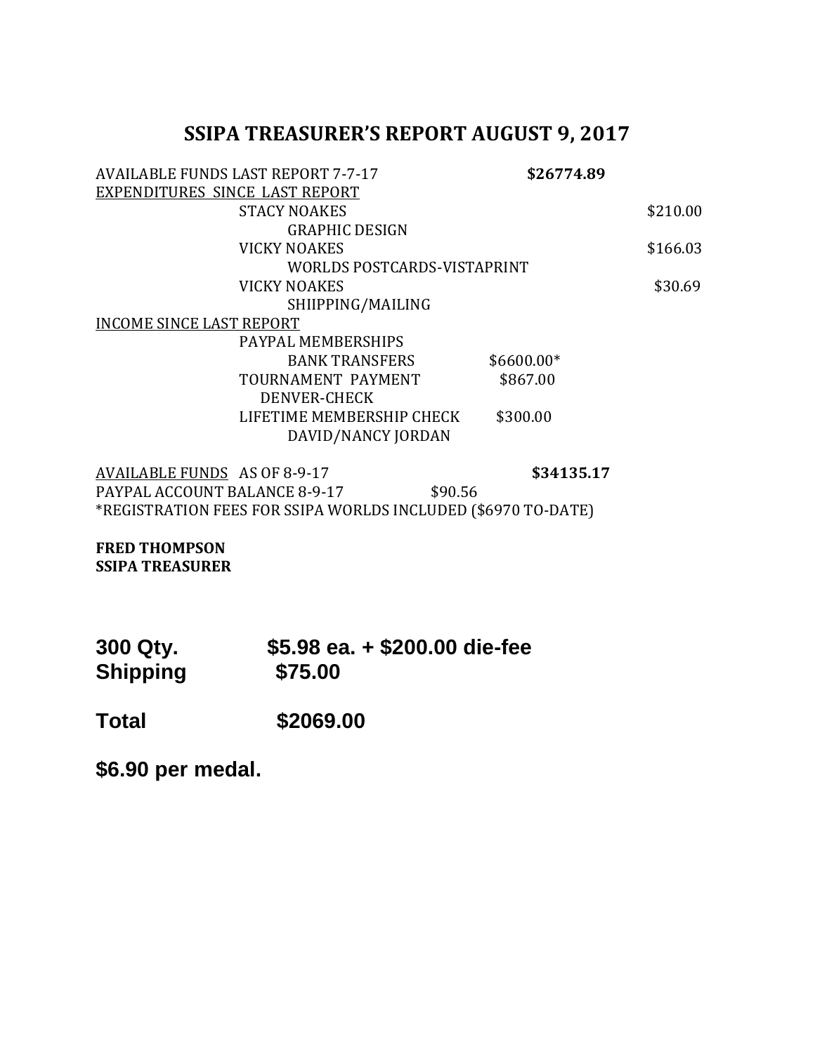# SSIPA TREASURER'S REPORT AUGUST 9, 2017

| | | | |
|---|---|---|---|
| AVAILABLE FUNDS LAST REPORT 7-7-17 | | **$26774.89** | |
| EXPENDITURES SINCE LAST REPORT | | | |
| STACY NOAKES | | | $210.00 |
| GRAPHIC DESIGN | | | |
| VICKY NOAKES | | | $166.03 |
| WORLDS POSTCARDS-VISTAPRINT | | | |
| VICKY NOAKES | | | $30.69 |
| SHIIPPING/MAILING | | | |
| INCOME SINCE LAST REPORT | | | |
| PAYPAL MEMBERSHIPS | | | |
| BANK TRANSFERS | $6600.00* | | |
| TOURNAMENT PAYMENT | $867.00 | | |
| DENVER-CHECK | | | |
| LIFETIME MEMBERSHIP CHECK | $300.00 | | |
| DAVID/NANCY JORDAN | | | |
| AVAILABLE FUNDS AS OF 8-9-17 | | **$34135.17** | |
| PAYPAL ACCOUNT BALANCE 8-9-17 | $90.56 | | |

*REGISTRATION FEES FOR SSIPA WORLDS INCLUDED ($6970 TO-DATE)

**FRED THOMPSON**
**SSIPA TREASURER**

**300 Qty. $5.98 ea. + $200.00 die-fee**
**Shipping $75.00**

**Total $2069.00**

**$6.90 per medal.**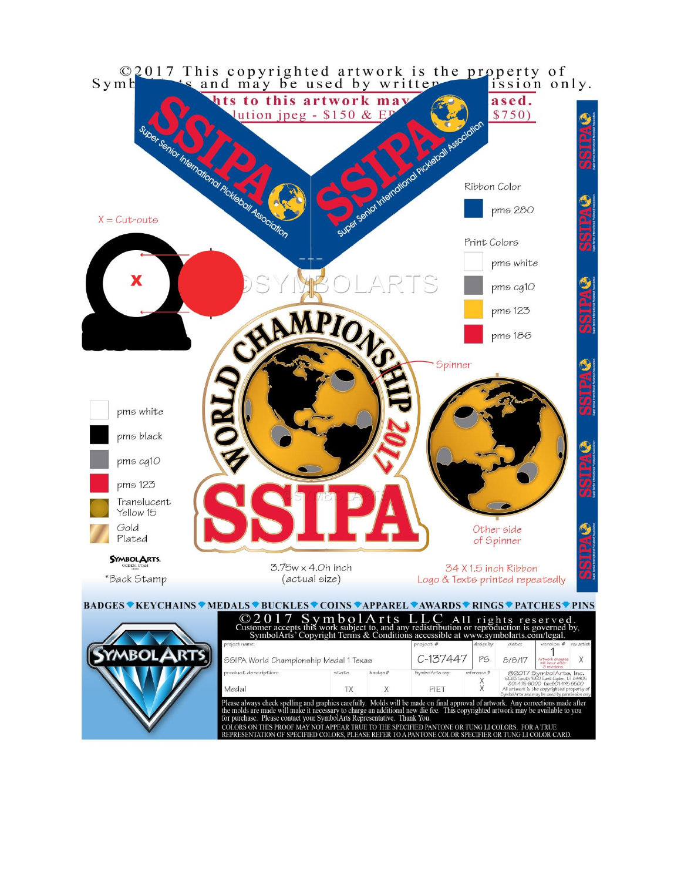©2017 This copyrighted artwork is the property of SymbolArts and may be used by written permission only. Rights to this artwork may be purchased. (high resolution jpeg - $150 & EPS - $750)

X = Cut-outs

Ribbon Color

- pms 280

Print Colors

- pms white
- pms cg10
- pms 123
- pms 186

Spinner

- pms white
- pms black
- pms cg10
- pms 123
- Translucent Yellow 15
- Gold Plated

*Back Stamp

3.75w x 4.0h inch (actual size)

Other side of Spinner

34 X 1.5 inch Ribbon
Logo & Texts printed repeatedly

BADGES • KEYCHAINS • MEDALS • BUCKLES • COINS • APPAREL • AWARDS • RINGS • PATCHES • PINS

©2017 SymbolArts LLC All rights reserved.
Customer accepts this work subject to, and any redistribution or reproduction is governed by, SymbolArts' Copyright Terms & Conditions accessible at www.symbolarts.com/legal.

| project name: | | | project #: | design by: | date: | version #: | rev artist |
|---|---|---|---|---|---|---|---|
| SSIPA World Championship Medal 1 Texas | | | C-137447 | PS | 8/8/17 | 1 (Artwork charges will incur after 3 revisions) | X |
| product description: | state | badge# | SymbolArts rep: | reference # | | | |
| Medal | TX | X | FIET | X X | | | |

©2017 SymbolArts, Inc. 6083 South 1550 East Ogden, UT 84405 801-475-6000 fax801-475-5500 All artwork is the copyrighted property of SymbolArts and may be used by permission only.

Please always check spelling and graphics carefully. Molds will be made on final approval of artwork. Any corrections made after the molds are made will make it necessary to charge an additional new die fee. This copyrighted artwork may be available to you for purchase. Please contact your SymbolArts Representative. Thank You.

COLORS ON THIS PROOF MAY NOT APPEAR TRUE TO THE SPECIFIED PANTONE OR TUNG LI COLORS. FOR A TRUE REPRESENTATION OF SPECIFIED COLORS, PLEASE REFER TO A PANTONE COLOR SPECIFIER OR TUNG LI COLOR CARD.